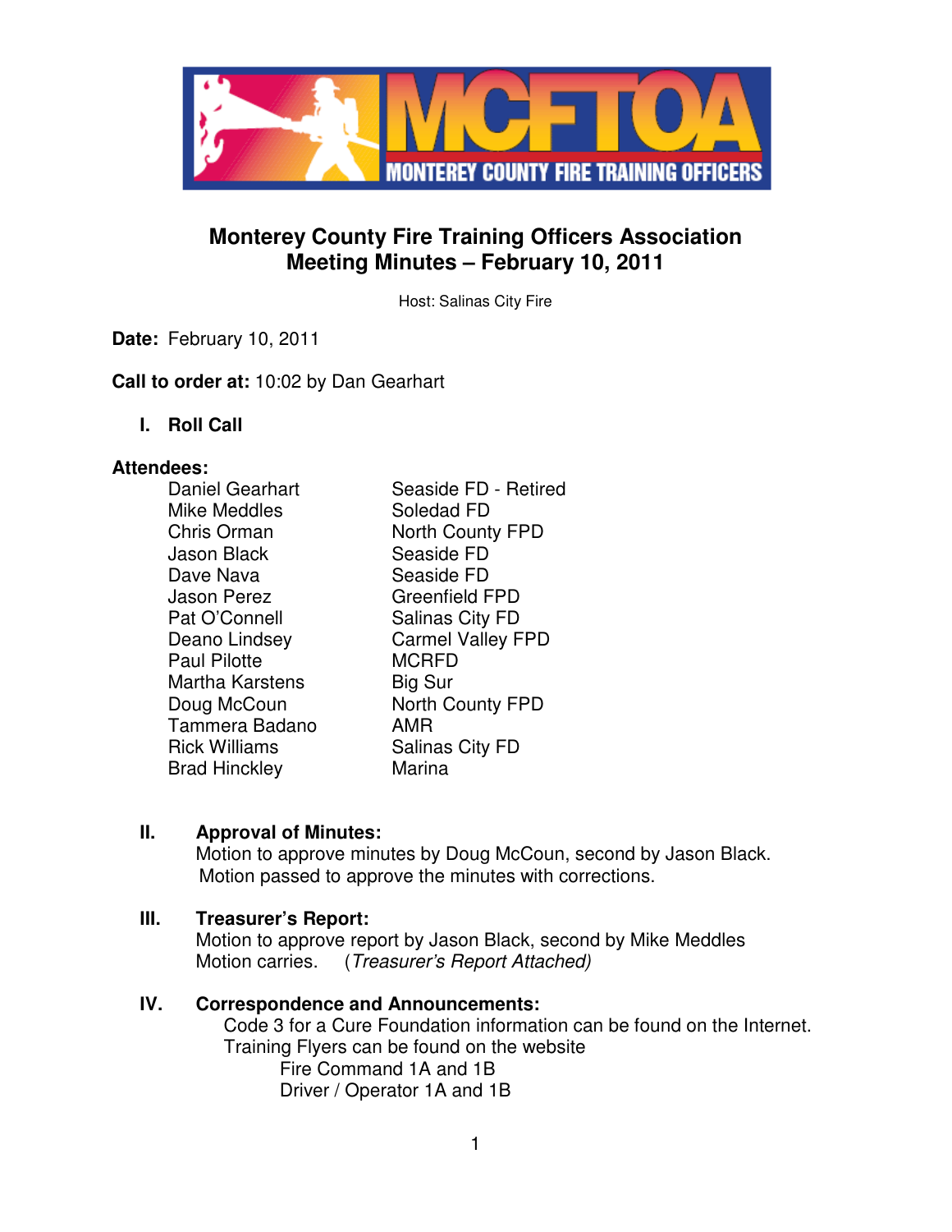# Monterey County Fire Training Officers Association
## Meeting Minutes – February 10, 2011

Host: Salinas City Fire

**Date:** February 10, 2011

**Call to order at:** 10:02 by Dan Gearhart

### I. Roll Call

**Attendees:**

| | |
|---|---|
| Daniel Gearhart | Seaside FD - Retired |
| Mike Meddles | Soledad FD |
| Chris Orman | North County FPD |
| Jason Black | Seaside FD |
| Dave Nava | Seaside FD |
| Jason Perez | Greenfield FPD |
| Pat O'Connell | Salinas City FD |
| Deano Lindsey | Carmel Valley FPD |
| Paul Pilotte | MCRFD |
| Martha Karstens | Big Sur |
| Doug McCoun | North County FPD |
| Tammera Badano | AMR |
| Rick Williams | Salinas City FD |
| Brad Hinckley | Marina |

### II. Approval of Minutes:

Motion to approve minutes by Doug McCoun, second by Jason Black.
Motion passed to approve the minutes with corrections.

### III. Treasurer's Report:

Motion to approve report by Jason Black, second by Mike Meddles
Motion carries. (*Treasurer's Report Attached)*

### IV. Correspondence and Announcements:

Code 3 for a Cure Foundation information can be found on the Internet.
Training Flyers can be found on the website

- Fire Command 1A and 1B
- Driver / Operator 1A and 1B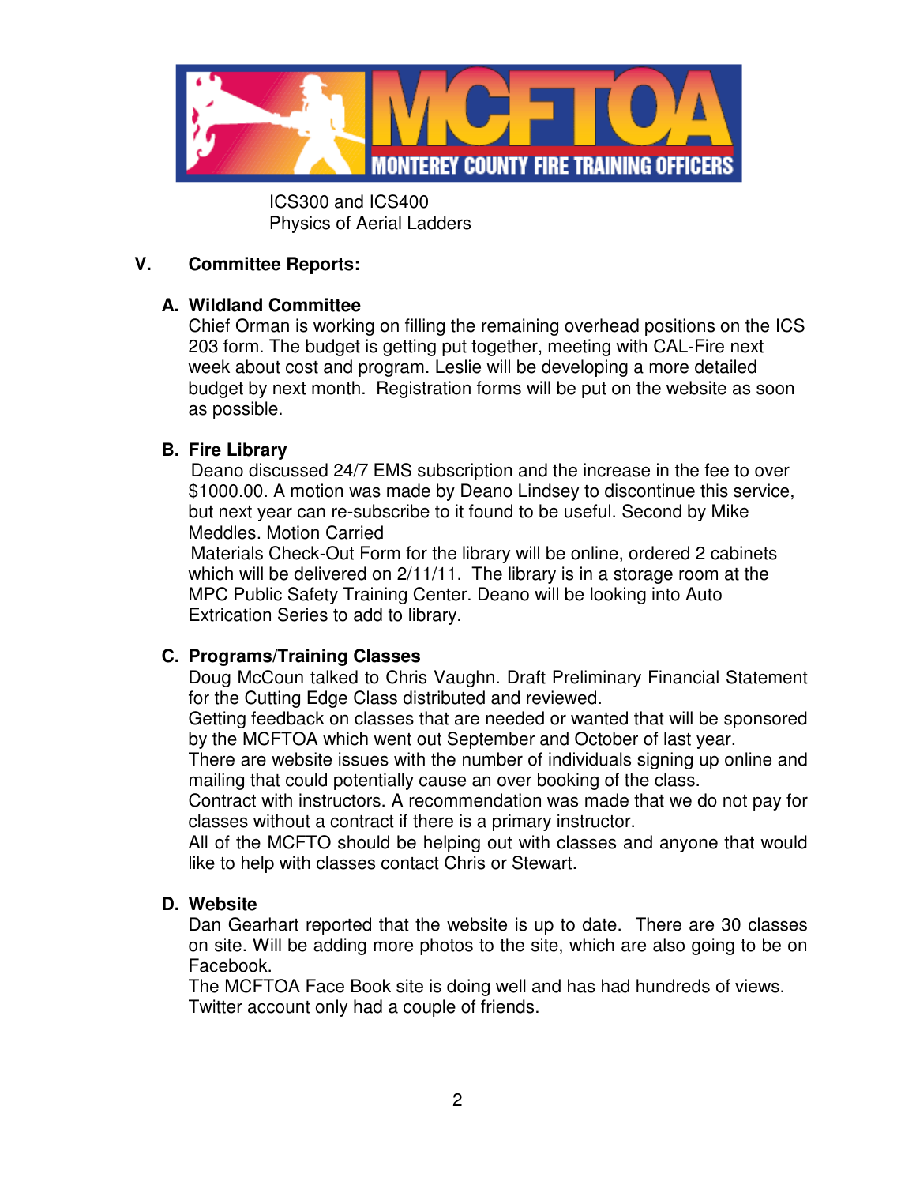ICS300 and ICS400
Physics of Aerial Ladders

## V. Committee Reports:

### A. Wildland Committee

Chief Orman is working on filling the remaining overhead positions on the ICS 203 form. The budget is getting put together, meeting with CAL-Fire next week about cost and program. Leslie will be developing a more detailed budget by next month. Registration forms will be put on the website as soon as possible.

### B. Fire Library

Deano discussed 24/7 EMS subscription and the increase in the fee to over $1000.00. A motion was made by Deano Lindsey to discontinue this service, but next year can re-subscribe to it found to be useful. Second by Mike Meddles. Motion Carried

Materials Check-Out Form for the library will be online, ordered 2 cabinets which will be delivered on 2/11/11. The library is in a storage room at the MPC Public Safety Training Center. Deano will be looking into Auto Extrication Series to add to library.

### C. Programs/Training Classes

Doug McCoun talked to Chris Vaughn. Draft Preliminary Financial Statement for the Cutting Edge Class distributed and reviewed.

Getting feedback on classes that are needed or wanted that will be sponsored by the MCFTOA which went out September and October of last year.

There are website issues with the number of individuals signing up online and mailing that could potentially cause an over booking of the class.

Contract with instructors. A recommendation was made that we do not pay for classes without a contract if there is a primary instructor.

All of the MCFTO should be helping out with classes and anyone that would like to help with classes contact Chris or Stewart.

### D. Website

Dan Gearhart reported that the website is up to date. There are 30 classes on site. Will be adding more photos to the site, which are also going to be on Facebook.

The MCFTOA Face Book site is doing well and has had hundreds of views.
Twitter account only had a couple of friends.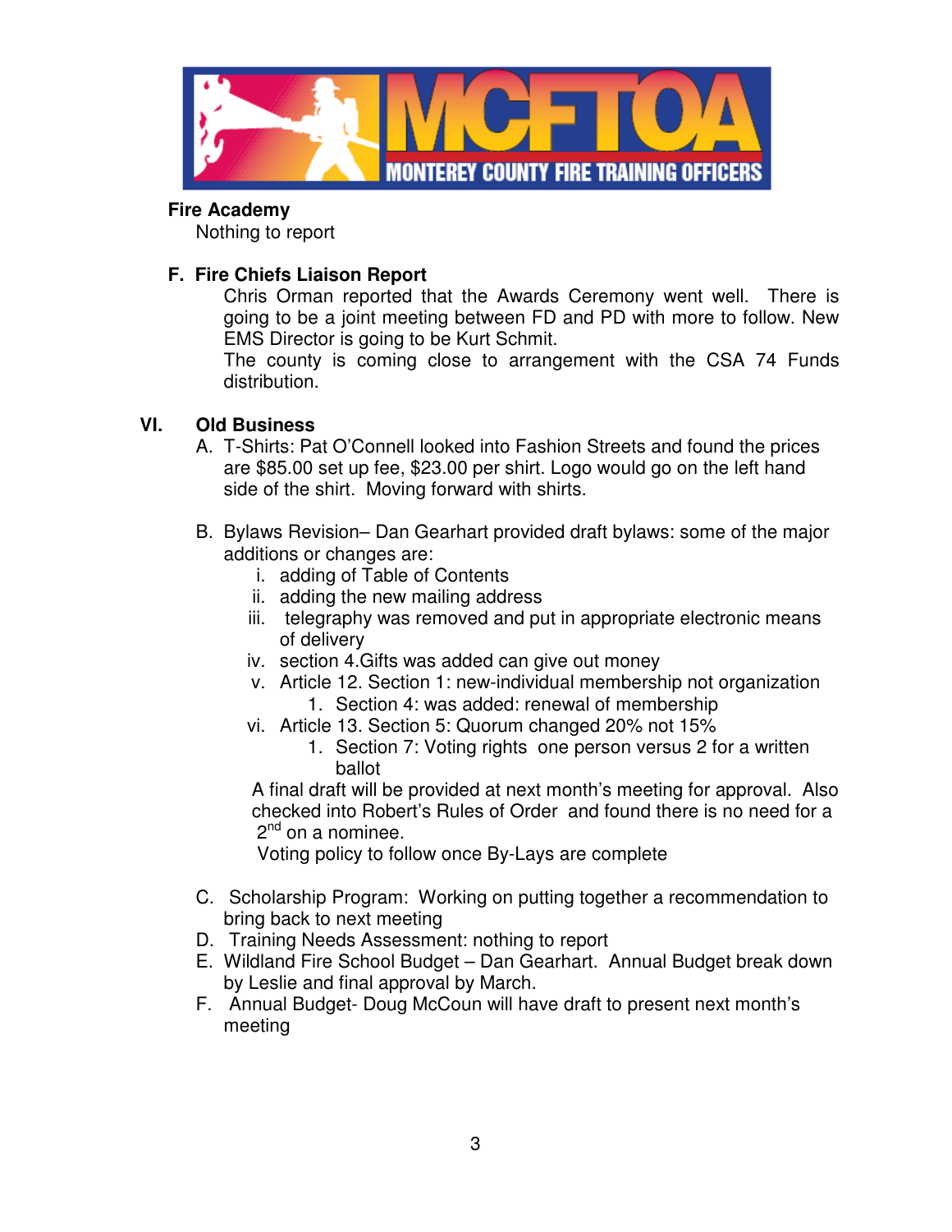**Fire Academy**

Nothing to report

**F. Fire Chiefs Liaison Report**

Chris Orman reported that the Awards Ceremony went well. There is going to be a joint meeting between FD and PD with more to follow. New EMS Director is going to be Kurt Schmit.

The county is coming close to arrangement with the CSA 74 Funds distribution.

## VI. Old Business

A. T-Shirts: Pat O'Connell looked into Fashion Streets and found the prices are $85.00 set up fee, $23.00 per shirt. Logo would go on the left hand side of the shirt. Moving forward with shirts.

B. Bylaws Revision– Dan Gearhart provided draft bylaws: some of the major additions or changes are:

   i. adding of Table of Contents
   ii. adding the new mailing address
   iii. telegraphy was removed and put in appropriate electronic means of delivery
   iv. section 4.Gifts was added can give out money
   v. Article 12. Section 1: new-individual membership not organization
      1. Section 4: was added: renewal of membership
   vi. Article 13. Section 5: Quorum changed 20% not 15%
      1. Section 7: Voting rights one person versus 2 for a written ballot

   A final draft will be provided at next month's meeting for approval. Also checked into Robert's Rules of Order and found there is no need for a 2nd on a nominee.

   Voting policy to follow once By-Lays are complete

C. Scholarship Program: Working on putting together a recommendation to bring back to next meeting

D. Training Needs Assessment: nothing to report

E. Wildland Fire School Budget – Dan Gearhart. Annual Budget break down by Leslie and final approval by March.

F. Annual Budget- Doug McCoun will have draft to present next month's meeting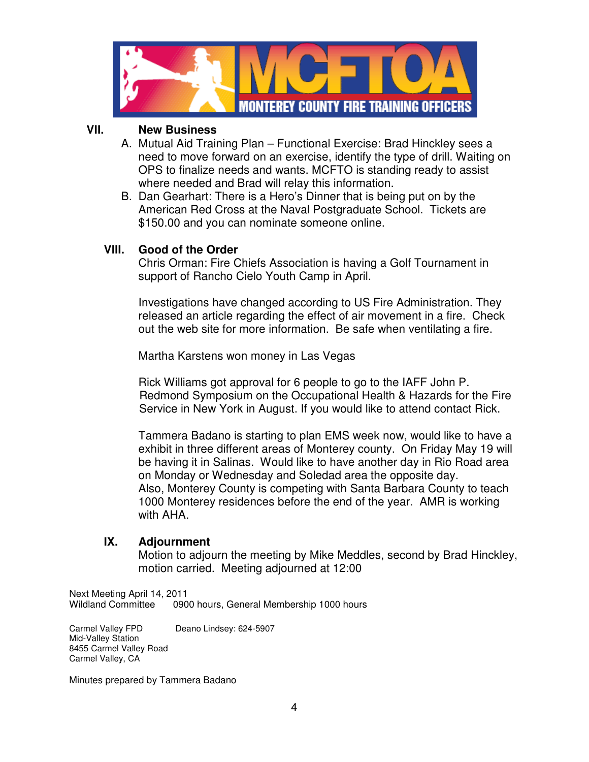## VII. New Business

A. Mutual Aid Training Plan – Functional Exercise: Brad Hinckley sees a need to move forward on an exercise, identify the type of drill. Waiting on OPS to finalize needs and wants. MCFTO is standing ready to assist where needed and Brad will relay this information.

B. Dan Gearhart: There is a Hero's Dinner that is being put on by the American Red Cross at the Naval Postgraduate School. Tickets are $150.00 and you can nominate someone online.

## VIII. Good of the Order

Chris Orman: Fire Chiefs Association is having a Golf Tournament in support of Rancho Cielo Youth Camp in April.

Investigations have changed according to US Fire Administration. They released an article regarding the effect of air movement in a fire. Check out the web site for more information. Be safe when ventilating a fire.

Martha Karstens won money in Las Vegas

Rick Williams got approval for 6 people to go to the IAFF John P. Redmond Symposium on the Occupational Health & Hazards for the Fire Service in New York in August. If you would like to attend contact Rick.

Tammera Badano is starting to plan EMS week now, would like to have a exhibit in three different areas of Monterey county. On Friday May 19 will be having it in Salinas. Would like to have another day in Rio Road area on Monday or Wednesday and Soledad area the opposite day.
Also, Monterey County is competing with Santa Barbara County to teach 1000 Monterey residences before the end of the year. AMR is working with AHA.

## IX. Adjournment

Motion to adjourn the meeting by Mike Meddles, second by Brad Hinckley, motion carried. Meeting adjourned at 12:00

Next Meeting April 14, 2011
Wildland Committee 0900 hours, General Membership 1000 hours

Carmel Valley FPD
Mid-Valley Station
8455 Carmel Valley Road
Carmel Valley, CA

Deano Lindsey: 624-5907

Minutes prepared by Tammera Badano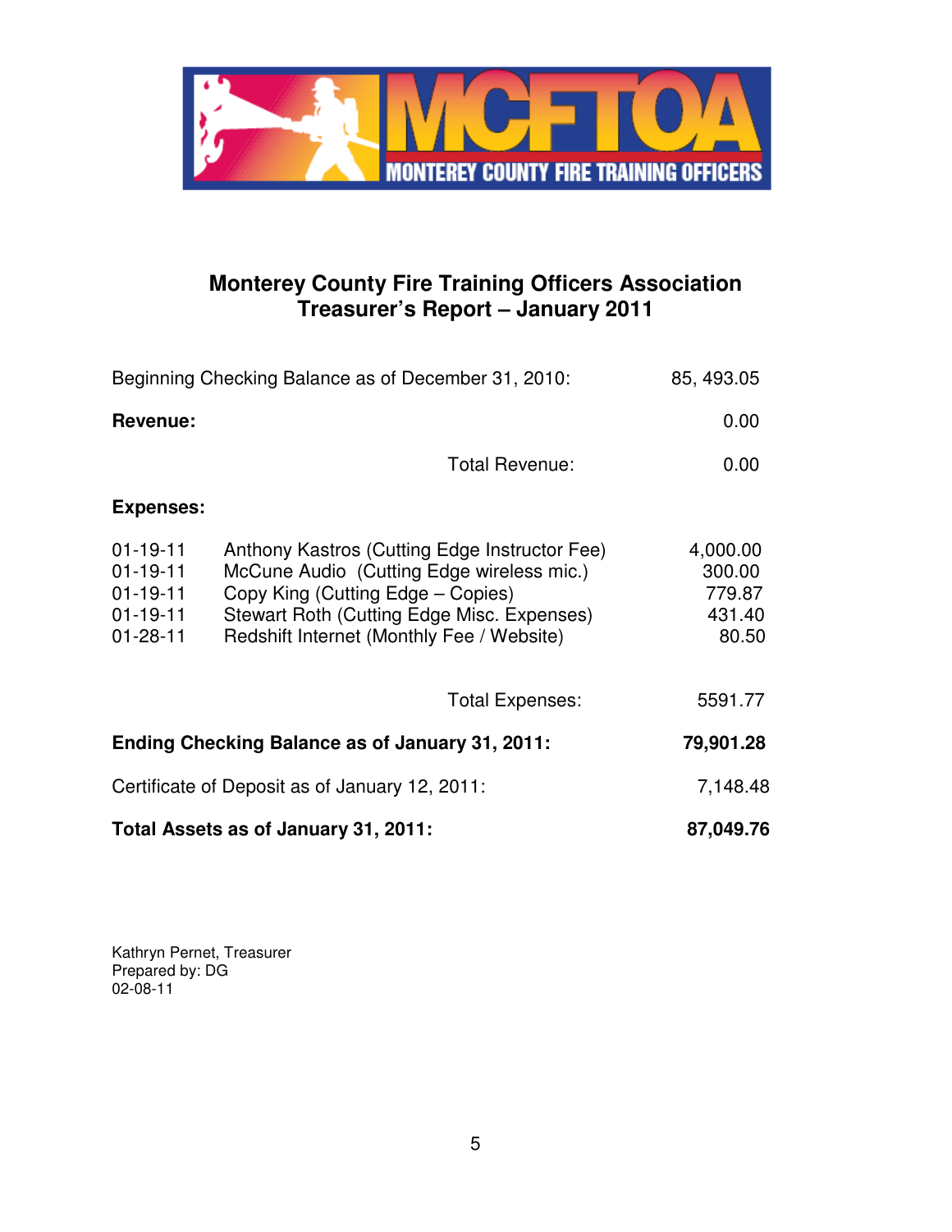MONTEREY COUNTY FIRE TRAINING OFFICERS

# Monterey County Fire Training Officers Association
## Treasurer's Report – January 2011

| | | |
|---|---|---|
| Beginning Checking Balance as of December 31, 2010: | | 85, 493.05 |
| **Revenue:** | | 0.00 |
| | Total Revenue: | 0.00 |
| **Expenses:** | | |
| 01-19-11 | Anthony Kastros (Cutting Edge Instructor Fee) | 4,000.00 |
| 01-19-11 | McCune Audio (Cutting Edge wireless mic.) | 300.00 |
| 01-19-11 | Copy King (Cutting Edge – Copies) | 779.87 |
| 01-19-11 | Stewart Roth (Cutting Edge Misc. Expenses) | 431.40 |
| 01-28-11 | Redshift Internet (Monthly Fee / Website) | 80.50 |
| | Total Expenses: | 5591.77 |
| **Ending Checking Balance as of January 31, 2011:** | | **79,901.28** |
| Certificate of Deposit as of January 12, 2011: | | 7,148.48 |
| **Total Assets as of January 31, 2011:** | | **87,049.76** |

Kathryn Pernet, Treasurer
Prepared by: DG
02-08-11